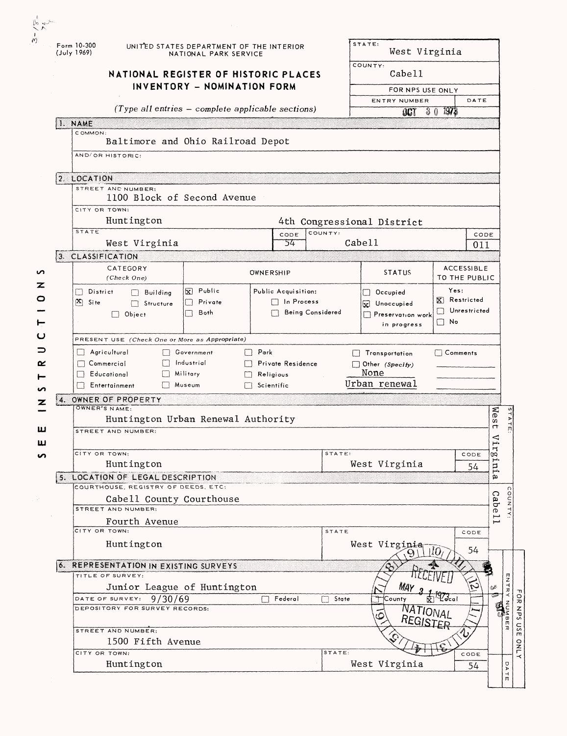Form 10-300
(July 1969)

UNITED STATES DEPARTMENT OF THE INTERIOR
NATIONAL PARK SERVICE

# NATIONAL REGISTER OF HISTORIC PLACES
## INVENTORY - NOMINATION FORM

*(Type all entries - complete applicable sections)*

| STATE: | West Virginia |
|---|---|
| COUNTY: | Cabell |
| FOR NPS USE ONLY | |
| ENTRY NUMBER | DATE: OCT 30 1973 |

### 1. NAME

COMMON:
Baltimore and Ohio Railroad Depot

AND/OR HISTORIC:

### 2. LOCATION

STREET AND NUMBER:
1100 Block of Second Avenue

CITY OR TOWN:
Huntington — 4th Congressional District

| STATE | CODE | COUNTY: | CODE |
|---|---|---|---|
| West Virginia | 54 | Cabell | 011 |

### 3. CLASSIFICATION

| CATEGORY (Check One) | OWNERSHIP | | STATUS | ACCESSIBLE TO THE PUBLIC |
|---|---|---|---|---|
| ☐ District ☐ Building | ☒ Public | Public Acquisition: | ☐ Occupied | Yes: |
| ☒ Site ☐ Structure | ☐ Private | ☐ In Process | ☒ Unoccupied | ☒ Restricted |
| ☐ Object | ☐ Both | ☐ Being Considered | ☐ Preservation work in progress | ☐ Unrestricted |
| | | | | ☐ No |

PRESENT USE *(Check One or More as Appropriate)*

| | | | | |
|---|---|---|---|---|
| ☐ Agricultural | ☐ Government | ☐ Park | ☐ Transportation | ☐ Comments |
| ☐ Commercial | ☐ Industrial | ☐ Private Residence | ☐ Other *(Specify)* | |
| ☐ Educational | ☐ Military | ☐ Religious | None | |
| ☐ Entertainment | ☐ Museum | ☐ Scientific | Urban renewal | |

### 4. OWNER OF PROPERTY

OWNER'S NAME:
Huntington Urban Renewal Authority

STREET AND NUMBER:

| CITY OR TOWN: | STATE: | CODE |
|---|---|---|
| Huntington | West Virginia | 54 |

STATE: West Virginia

### 5. LOCATION OF LEGAL DESCRIPTION

COURTHOUSE, REGISTRY OF DEEDS, ETC:
Cabell County Courthouse

STREET AND NUMBER:
Fourth Avenue

| CITY OR TOWN: | STATE | CODE |
|---|---|---|
| Huntington | West Virginia | 54 |

COUNTY: Cabell

### 6. REPRESENTATION IN EXISTING SURVEYS

TITLE OF SURVEY:
Junior League of Huntington

DATE OF SURVEY: 9/30/69 ☐ Federal ☐ State ☐ County ☒ Local

DEPOSITORY FOR SURVEY RECORDS:

STREET AND NUMBER:
1500 Fifth Avenue

| CITY OR TOWN: | STATE: | CODE |
|---|---|---|
| Huntington | West Virginia | 54 |

RECEIVED MAY 31 1973 NATIONAL REGISTER

FOR NPS USE ONLY — ENTRY NUMBER — DATE: OCT 30 1973

SEE INSTRUCTIONS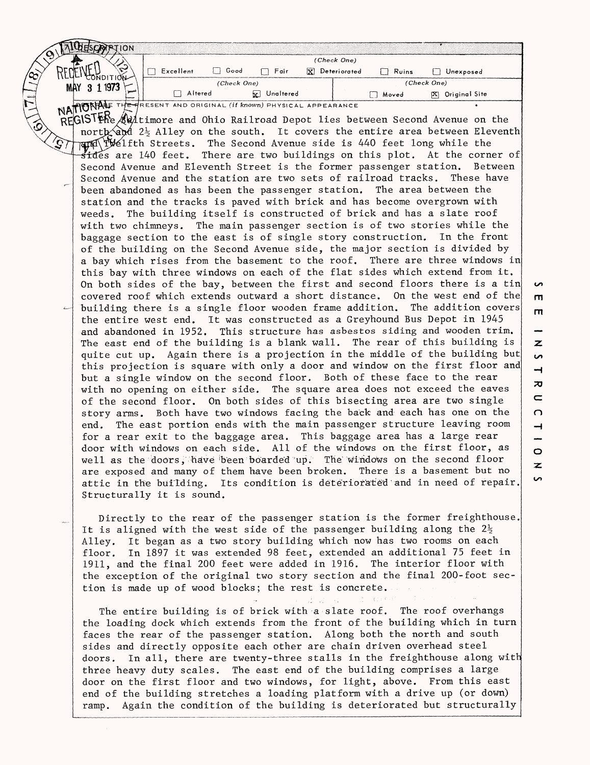## 7. DESCRIPTION

RECEIVED MAY 31 1973 NATIONAL REGISTER

| | | | | | |
|---|---|---|---|---|---|
| **CONDITION** | | | (Check One) | | |
| ☐ Excellent | ☐ Good | ☐ Fair | ☒ Deteriorated | ☐ Ruins | ☐ Unexposed |
| | (Check One) | | | (Check One) | |
| ☐ Altered | ☒ Unaltered | | | ☐ Moved | ☒ Original Site |

DESCRIBE THE PRESENT AND ORIGINAL (if known) PHYSICAL APPEARANCE

The Baltimore and Ohio Railroad Depot lies between Second Avenue on the north and 2½ Alley on the south. It covers the entire area between Eleventh and Twelfth Streets. The Second Avenue side is 440 feet long while the sides are 140 feet. There are two buildings on this plot. At the corner of Second Avenue and Eleventh Street is the former passenger station. Between Second Avenue and the station are two sets of railroad tracks. These have been abandoned as has been the passenger station. The area between the station and the tracks is paved with brick and has become overgrown with weeds. The building itself is constructed of brick and has a slate roof with two chimneys. The main passenger section is of two stories while the baggage section to the east is of single story construction. In the front of the building on the Second Avenue side, the major section is divided by a bay which rises from the basement to the roof. There are three windows in this bay with three windows on each of the flat sides which extend from it. On both sides of the bay, between the first and second floors there is a tin covered roof which extends outward a short distance. On the west end of the building there is a single floor wooden frame addition. The addition covers the entire west end. It was constructed as a Greyhound Bus Depot in 1945 and abandoned in 1952. This structure has asbestos siding and wooden trim. The east end of the building is a blank wall. The rear of this building is quite cut up. Again there is a projection in the middle of the building but this projection is square with only a door and window on the first floor and but a single window on the second floor. Both of these face to the rear with no opening on either side. The square area does not exceed the eaves of the second floor. On both sides of this bisecting area are two single story arms. Both have two windows facing the back and each has one on the end. The east portion ends with the main passenger structure leaving room for a rear exit to the baggage area. This baggage area has a large rear door with windows on each side. All of the windows on the first floor, as well as the doors, have been boarded up. The windows on the second floor are exposed and many of them have been broken. There is a basement but no attic in the building. Its condition is deteriorated and in need of repair. Structurally it is sound.

Directly to the rear of the passenger station is the former freighthouse. It is aligned with the west side of the passenger building along the 2½ Alley. It began as a two story building which now has two rooms on each floor. In 1897 it was extended 98 feet, extended an additional 75 feet in 1911, and the final 200 feet were added in 1916. The interior floor with the exception of the original two story section and the final 200-foot section is made up of wood blocks; the rest is concrete.

The entire building is of brick with a slate roof. The roof overhangs the loading dock which extends from the front of the building which in turn faces the rear of the passenger station. Along both the north and south sides and directly opposite each other are chain driven overhead steel doors. In all, there are twenty-three stalls in the freighthouse along with three heavy duty scales. The east end of the building comprises a large door on the first floor and two windows, for light, above. From this east end of the building stretches a loading platform with a drive up (or down) ramp. Again the condition of the building is deteriorated but structurally

SEE INSTRUCTIONS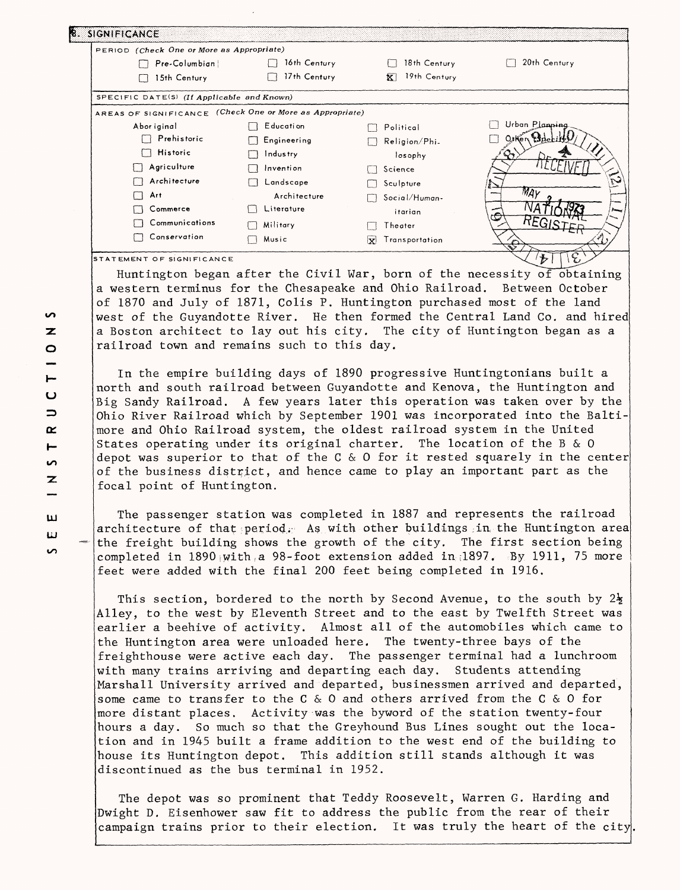## 8. SIGNIFICANCE

PERIOD (Check One or More as Appropriate)

| | | | |
|---|---|---|---|
| ☐ Pre-Columbian | ☐ 16th Century | ☐ 18th Century | ☐ 20th Century |
| ☐ 15th Century | ☐ 17th Century | ☒ 19th Century | |

SPECIFIC DATE(S) (If Applicable and Known)

AREAS OF SIGNIFICANCE (Check One or More as Appropriate)

| | | | |
|---|---|---|---|
| Aboriginal | ☐ Education | ☐ Political | ☐ Urban Planning |
| ☐ Prehistoric | ☐ Engineering | ☐ Religion/Philosophy | ☐ Other (Specify) |
| ☐ Historic | ☐ Industry | | |
| ☐ Agriculture | ☐ Invention | ☐ Science | |
| ☐ Architecture | ☐ Landscape Architecture | ☐ Sculpture | |
| ☐ Art | | ☐ Social/Humanitarian | |
| ☐ Commerce | ☐ Literature | | |
| ☐ Communications | ☐ Military | ☐ Theater | |
| ☐ Conservation | ☐ Music | ☒ Transportation | |

RECEIVED MAY 21 1973 NATIONAL REGISTER

STATEMENT OF SIGNIFICANCE

Huntington began after the Civil War, born of the necessity of obtaining a western terminus for the Chesapeake and Ohio Railroad. Between October of 1870 and July of 1871, Colis P. Huntington purchased most of the land west of the Guyandotte River. He then formed the Central Land Co. and hired a Boston architect to lay out his city. The city of Huntington began as a railroad town and remains such to this day.

In the empire building days of 1890 progressive Huntingtonians built a north and south railroad between Guyandotte and Kenova, the Huntington and Big Sandy Railroad. A few years later this operation was taken over by the Ohio River Railroad which by September 1901 was incorporated into the Baltimore and Ohio Railroad system, the oldest railroad system in the United States operating under its original charter. The location of the B & O depot was superior to that of the C & O for it rested squarely in the center of the business district, and hence came to play an important part as the focal point of Huntington.

The passenger station was completed in 1887 and represents the railroad architecture of that period. As with other buildings in the Huntington area the freight building shows the growth of the city. The first section being completed in 1890 with a 98-foot extension added in 1897. By 1911, 75 more feet were added with the final 200 feet being completed in 1916.

This section, bordered to the north by Second Avenue, to the south by 2½ Alley, to the west by Eleventh Street and to the east by Twelfth Street was earlier a beehive of activity. Almost all of the automobiles which came to the Huntington area were unloaded here. The twenty-three bays of the freighthouse were active each day. The passenger terminal had a lunchroom with many trains arriving and departing each day. Students attending Marshall University arrived and departed, businessmen arrived and departed, some came to transfer to the C & O and others arrived from the C & O for more distant places. Activity was the byword of the station twenty-four hours a day. So much so that the Greyhound Bus Lines sought out the location and in 1945 built a frame addition to the west end of the building to house its Huntington depot. This addition still stands although it was discontinued as the bus terminal in 1952.

The depot was so prominent that Teddy Roosevelt, Warren G. Harding and Dwight D. Eisenhower saw fit to address the public from the rear of their campaign trains prior to their election. It was truly the heart of the city.

SEE INSTRUCTIONS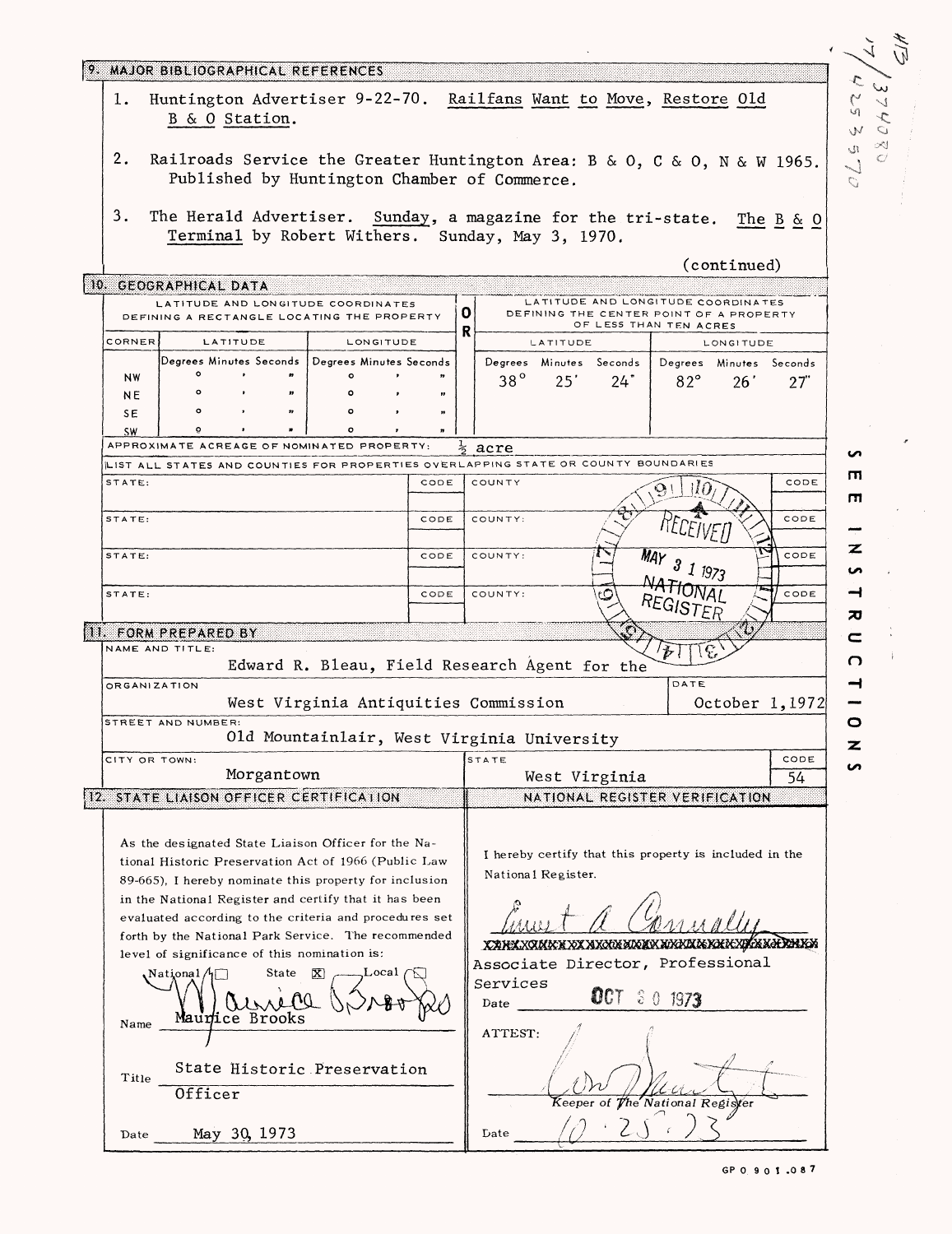## 9. MAJOR BIBLIOGRAPHICAL REFERENCES

1. Huntington Advertiser 9-22-70. Railfans Want to Move, Restore Old B & O Station.

2. Railroads Service the Greater Huntington Area: B & O, C & O, N & W 1965. Published by Huntington Chamber of Commerce.

3. The Herald Advertiser. Sunday, a magazine for the tri-state. The B & O Terminal by Robert Withers. Sunday, May 3, 1970.

(continued)

## 10. GEOGRAPHICAL DATA

| LATITUDE AND LONGITUDE COORDINATES DEFINING A RECTANGLE LOCATING THE PROPERTY | | | OR | LATITUDE AND LONGITUDE COORDINATES DEFINING THE CENTER POINT OF A PROPERTY OF LESS THAN TEN ACRES | |
|---|---|---|---|---|---|
| CORNER | LATITUDE | LONGITUDE | | LATITUDE | LONGITUDE |
| | Degrees Minutes Seconds | Degrees Minutes Seconds | | Degrees Minutes Seconds | Degrees Minutes Seconds |
| NW | ° ' " | ° ' " | | 38° 25' 24" | 82° 26' 27" |
| NE | ° ' " | ° ' " | | | |
| SE | ° ' " | ° ' " | | | |
| SW | ° ' " | ° ' " | | | |

APPROXIMATE ACREAGE OF NOMINATED PROPERTY: ½ acre

LIST ALL STATES AND COUNTIES FOR PROPERTIES OVERLAPPING STATE OR COUNTY BOUNDARIES

| STATE: | CODE | COUNTY | CODE |
|---|---|---|---|
| STATE: | CODE | COUNTY: | CODE |
| STATE: | CODE | COUNTY: | CODE |
| STATE: | CODE | COUNTY: | CODE |

RECEIVED MAY 31 1973 NATIONAL REGISTER

## 11. FORM PREPARED BY

NAME AND TITLE: Edward R. Bleau, Field Research Agent for the

ORGANIZATION: West Virginia Antiquities Commission — DATE: October 1,1972

STREET AND NUMBER: Old Mountainlair, West Virginia University

CITY OR TOWN: Morgantown — STATE: West Virginia — CODE: 54

## 12. STATE LIAISON OFFICER CERTIFICATION

As the designated State Liaison Officer for the National Historic Preservation Act of 1966 (Public Law 89-665), I hereby nominate this property for inclusion in the National Register and certify that it has been evaluated according to the criteria and procedures set forth by the National Park Service. The recommended level of significance of this nomination is:

National ☐ State ☒ Local ☐

Name: Maurice Brooks

Title: State Historic Preservation Officer

Date: May 30, 1973

## NATIONAL REGISTER VERIFICATION

I hereby certify that this property is included in the National Register.

Associate Director, Professional Services

Date: OCT 30 1973

ATTEST:

Keeper of The National Register

Date: 10 · 25 · 73

SEE INSTRUCTIONS

GPO 901.087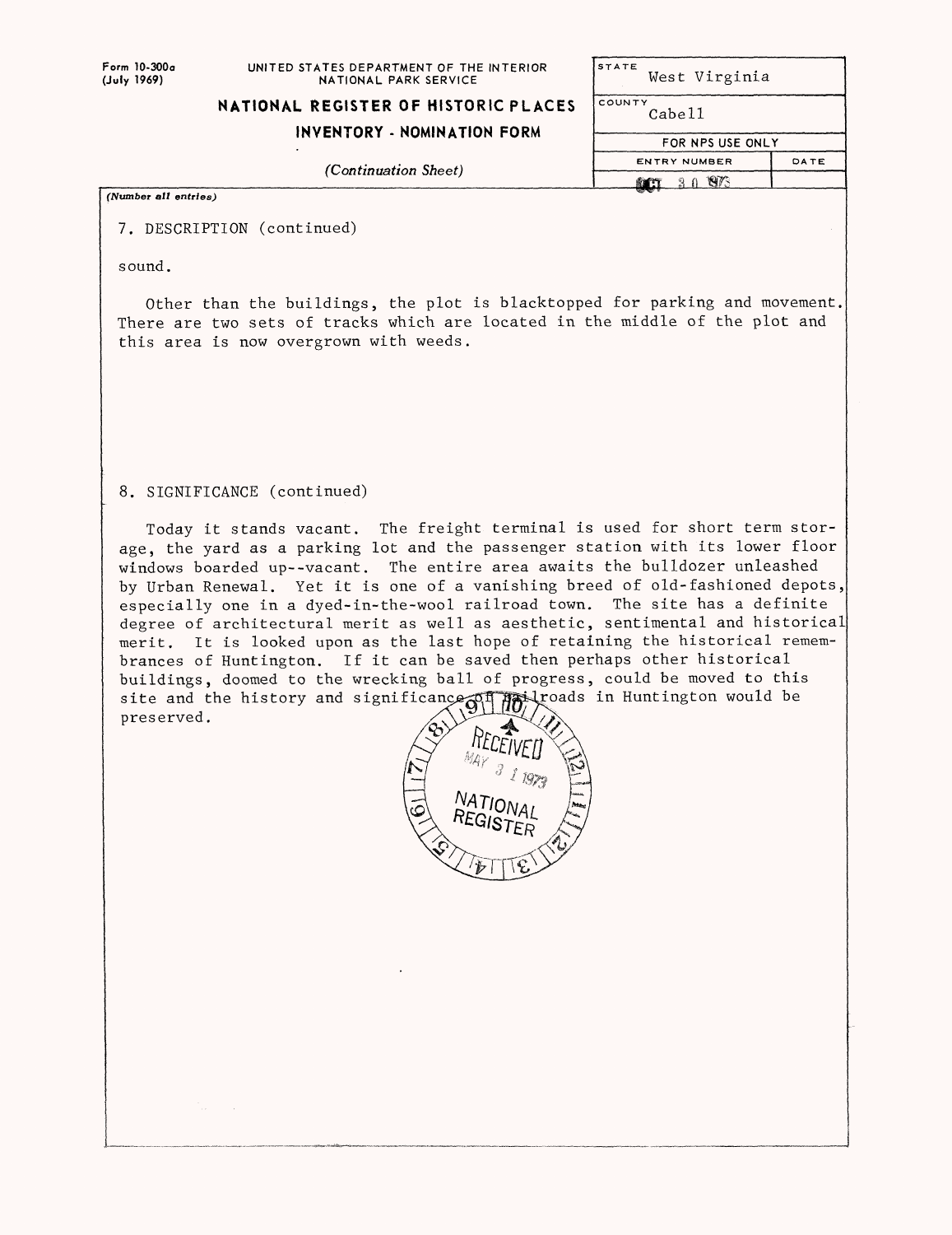Form 10-300a (July 1969)

UNITED STATES DEPARTMENT OF THE INTERIOR
NATIONAL PARK SERVICE

**NATIONAL REGISTER OF HISTORIC PLACES**
**INVENTORY - NOMINATION FORM**

*(Continuation Sheet)*

| STATE | |
|---|---|
| West Virginia | |
| COUNTY | |
| Cabell | |
| FOR NPS USE ONLY | |
| ENTRY NUMBER | DATE |
| OCT 30 1973 | |

*(Number all entries)*

7. DESCRIPTION (continued)

sound.

Other than the buildings, the plot is blacktopped for parking and movement. There are two sets of tracks which are located in the middle of the plot and this area is now overgrown with weeds.

8. SIGNIFICANCE (continued)

Today it stands vacant. The freight terminal is used for short term storage, the yard as a parking lot and the passenger station with its lower floor windows boarded up--vacant. The entire area awaits the bulldozer unleashed by Urban Renewal. Yet it is one of a vanishing breed of old-fashioned depots, especially one in a dyed-in-the-wool railroad town. The site has a definite degree of architectural merit as well as aesthetic, sentimental and historical merit. It is looked upon as the last hope of retaining the historical remembrances of Huntington. If it can be saved then perhaps other historical buildings, doomed to the wrecking ball of progress, could be moved to this site and the history and significance of railroads in Huntington would be preserved.

RECEIVED
MAY 31 1973
NATIONAL REGISTER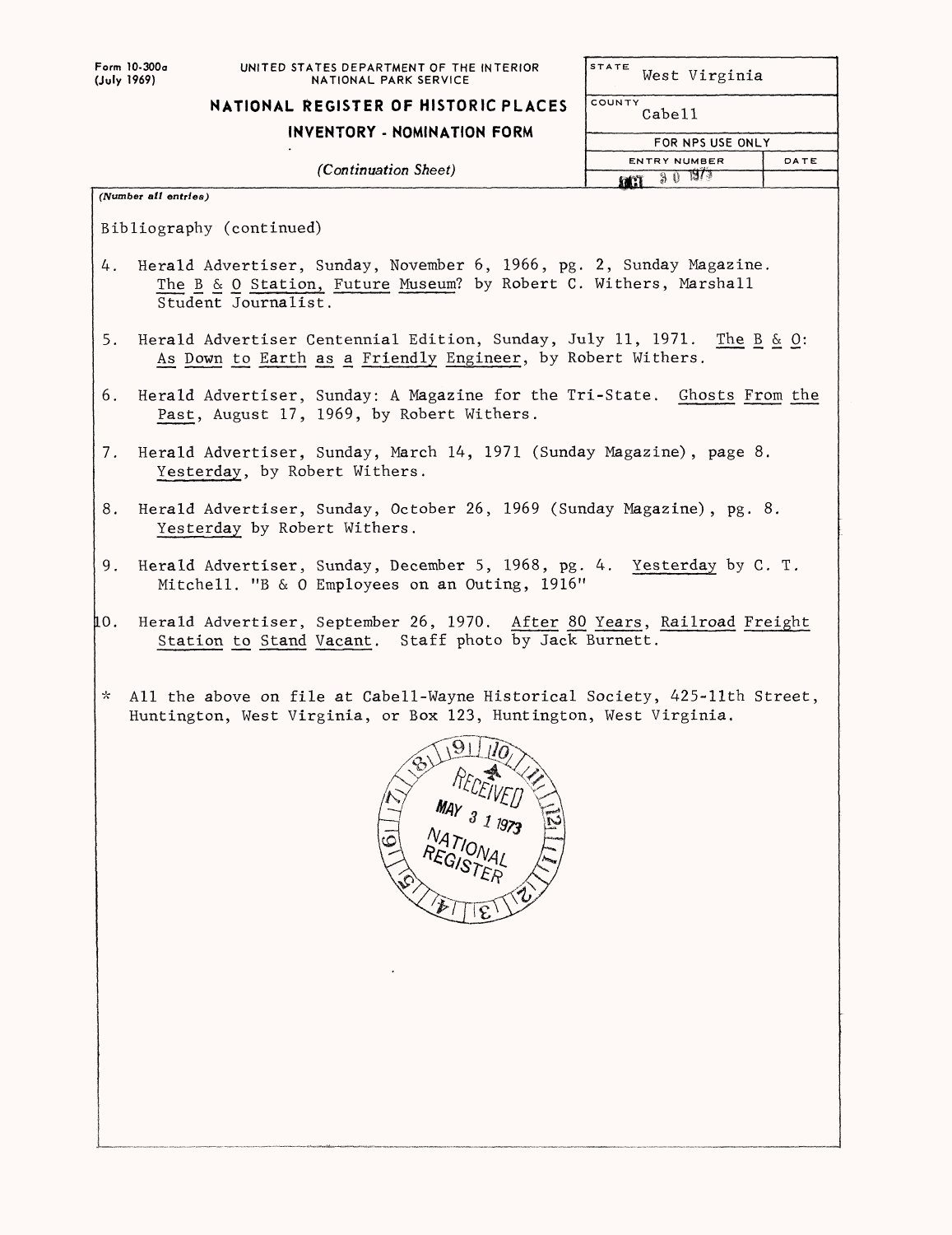Form 10-300a (July 1969)

UNITED STATES DEPARTMENT OF THE INTERIOR
NATIONAL PARK SERVICE

**NATIONAL REGISTER OF HISTORIC PLACES**
**INVENTORY - NOMINATION FORM**

*(Continuation Sheet)*

| | |
|---|---|
| STATE | West Virginia |
| COUNTY | Cabell |
| FOR NPS USE ONLY | |
| ENTRY NUMBER | DATE |
| OCT 30 1973 | |

*(Number all entries)*

Bibliography (continued)

4. Herald Advertiser, Sunday, November 6, 1966, pg. 2, Sunday Magazine. The B & O Station, Future Museum? by Robert C. Withers, Marshall Student Journalist.

5. Herald Advertiser Centennial Edition, Sunday, July 11, 1971. The B & O: As Down to Earth as a Friendly Engineer, by Robert Withers.

6. Herald Advertiser, Sunday: A Magazine for the Tri-State. Ghosts From the Past, August 17, 1969, by Robert Withers.

7. Herald Advertiser, Sunday, March 14, 1971 (Sunday Magazine), page 8. Yesterday, by Robert Withers.

8. Herald Advertiser, Sunday, October 26, 1969 (Sunday Magazine), pg. 8. Yesterday by Robert Withers.

9. Herald Advertiser, Sunday, December 5, 1968, pg. 4. Yesterday by C. T. Mitchell. "B & O Employees on an Outing, 1916"

10. Herald Advertiser, September 26, 1970. After 80 Years, Railroad Freight Station to Stand Vacant. Staff photo by Jack Burnett.

\* All the above on file at Cabell-Wayne Historical Society, 425-11th Street, Huntington, West Virginia, or Box 123, Huntington, West Virginia.

RECEIVED
MAY 31 1973
NATIONAL REGISTER